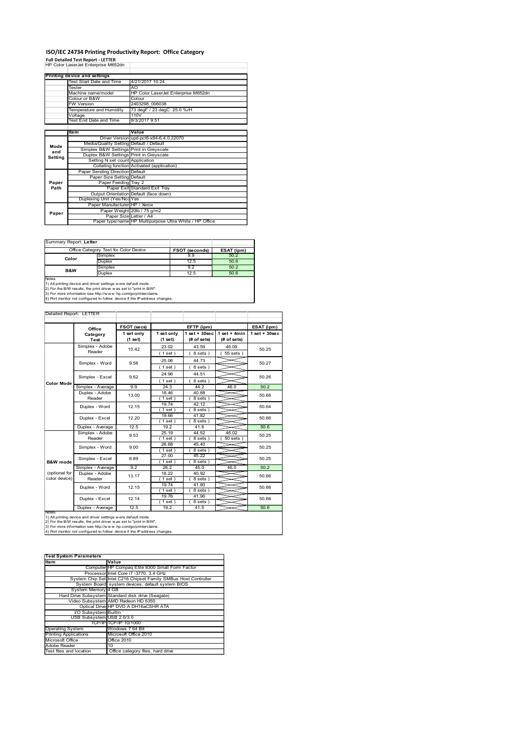# ISO/IEC 24734 Printing Productivity Report: Office Category

**Full Detailed Test Report - LETTER**

HP Color LaserJet Enterprise M652dn

| Printing device and settings | |
|---|---|
| Test Start Date and Time | 4/21/2017 10:24 |
| Tester | AO |
| Machine name/model | HP Color LaserJet Enterprise M652dn |
| Colour or B&W | Colour |
| FW Version | 2403298_006038 |
| Temperature and Humidity | 73 degF / 23 degC 25.0 %rH |
| Voltage | 110V |
| Test End Date and Time | 8/3/2017 9:51 |

| | Item | Value |
|---|---|---|
| Mode and Setting | Driver Version | upd-pcl6-x64-6.4.0.22070 |
| | Media/Quality Setting | Default / Default |
| | Simplex B&W Settings | Print in Greyscale |
| | Duplex B&W Settings | Print in Greyscale |
| | Setting N set count | Application |
| | Collating function | Activated (application) |
| Paper Path | Paper Sending Direction | Default |
| | Paper Size Setting | Default |
| | Paper Feeding | Tray 2 |
| | Paper Exit | Standard Exit Tray |
| | Output Orientation | Default (face down) |
| | Duplexing Unit (Yes/No) | Yes |
| Paper | Paper Manufacturer | HP / Xerox |
| | Paper Weight | 20lb / 75 g/m2 |
| | Paper Size | Letter / A4 |
| | Paper type/name | HP Multipurpose Ultra White / HP Office |

Summary Report: **Letter**

| Office Category Test for Color Device | | FSOT (seconds) | ESAT (ipm) |
|---|---|---|---|
| Color | Simplex | 9.9 | 50.2 |
| | Duplex | 12.5 | 50.6 |
| B&W | Simplex | 9.2 | 50.2 |
| | Duplex | 12.5 | 50.6 |

Notes
1) All printing device and driver settings were default mode.
2) For the B/W results, the print driver was set to "print in B/W".
3) For more information see http://www.hp.com/go/printerclaims.
4) Port monitor not configured to follow device if the IP address changes.

Detailed Report: LETTER

| | Office Category Test | FSOT (secs) 1 set only (1 set) | EFTP (ipm) 1 set only (1 set) | EFTP (ipm) 1 set + 30sec (# of sets) | EFTP (ipm) 1 set + 4min (# of sets) | ESAT (ipm) 1 set + 30sec |
|---|---|---|---|---|---|---|
| Color Mode | Simplex - Adobe Reader | 10.42 | 23.02 (1 set) | 43.59 (8 sets) | 46.09 (55 sets) | 50.25 |
| | Simplex - Word | 9.58 | 25.06 (1 set) | 44.73 (8 sets) | | 50.27 |
| | Simplex - Excel | 9.62 | 24.96 (1 set) | 44.51 (8 sets) | | 50.26 |
| | Simplex - Average | 9.9 | 24.3 | 44.2 | 46.0 | 50.2 |
| | Duplex - Adobe Reader | 13.00 | 18.46 (1 set) | 40.88 (8 sets) | | 50.66 |
| | Duplex - Word | 12.15 | 19.74 (1 set) | 42.12 (8 sets) | | 50.64 |
| | Duplex - Excel | 12.20 | 19.66 (1 set) | 41.82 (8 sets) | | 50.66 |
| | Duplex - Average | 12.5 | 19.2 | 41.6 | | 50.6 |
| B&W mode (optional for color device) | Simplex - Adobe Reader | 9.53 | 25.19 (1 set) | 44.52 (8 sets) | 46.02 (50 sets) | 50.25 |
| | Simplex - Word | 9.00 | 26.68 (1 set) | 45.40 (8 sets) | | 50.25 |
| | Simplex - Excel | 8.89 | 27.00 (1 set) | 45.22 (8 sets) | | 50.25 |
| | Simplex - Average | 9.2 | 26.2 | 45.0 | 46.0 | 50.2 |
| | Duplex - Adobe Reader | 13.17 | 18.22 (1 set) | 40.92 (8 sets) | | 50.66 |
| | Duplex - Word | 12.15 | 19.74 (1 set) | 41.80 (8 sets) | | 50.66 |
| | Duplex - Excel | 12.14 | 19.76 (1 set) | 41.96 (8 sets) | | 50.66 |
| | Duplex - Average | 12.5 | 19.2 | 41.5 | | 50.6 |

Notes
1) All printing device and driver settings were default mode.
2) For the B/W results, the print driver was set to "print in B/W".
3) For more information see http://www.hp.com/go/printerclaims.
4) Port monitor not configured to follow device if the IP address changes.

| Test System Parameters | |
|---|---|
| **Item** | **Value** |
| Computer | HP Compaq Elite 8300 Small Form Factor |
| Processor | Intel Core i7 -3770, 3.4 GHz |
| System Chip Set | Intel C216 Chipset Family SMBus Host Controller |
| System Board | system devices, default system BIOS |
| System Memory | 4 GB |
| Hard Drive Subsystem | Standard disk drive (Seagate) |
| Video Subsystem | AMD Radeon HD 6350 |
| Optical Drive | HP DVD A DH16aCSHR ATA |
| I/O Subsystem | Builtin |
| USB Subsystem | USB 2.0/3.0 |
| TCP/IP | TCP/IP 10/1000 |
| Operating System | Windows 7 64 Bit |
| Printing Applications | Microsoft Office 2010 |
| Microsoft Office | Office 2010 |
| Adobe Reader | 10 |
| Test files and location | Office category files, hard drive |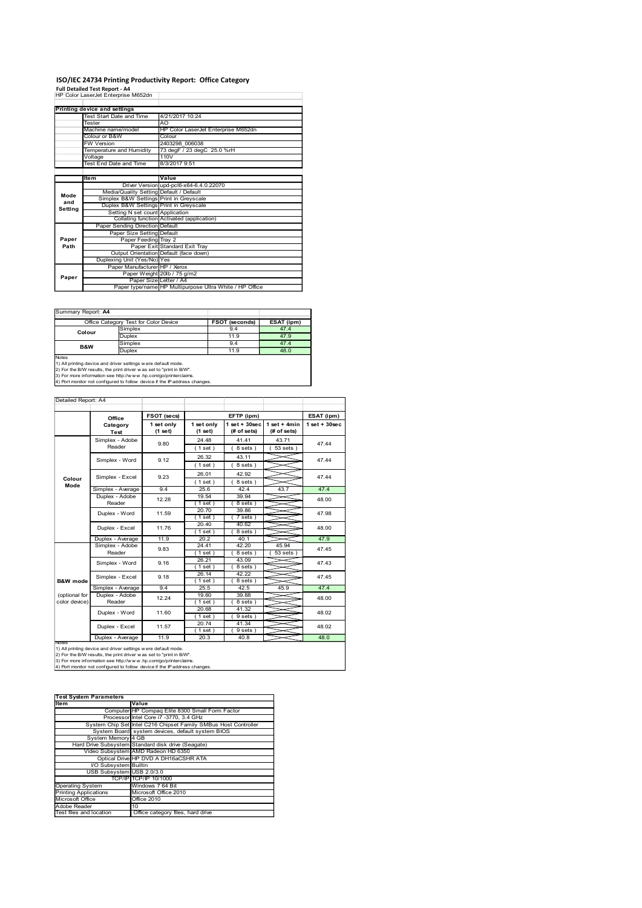## ISO/IEC 24734 Printing Productivity Report: Office Category

**Full Detailed Test Report - A4**

HP Color LaserJet Enterprise M652dn

| Printing device and settings | |
|---|---|
| Test Start Date and Time | 4/21/2017 10:24 |
| Tester | AO |
| Machine name/model | HP Color LaserJet Enterprise M652dn |
| Colour or B&W | Colour |
| FW Version | 2403298_006038 |
| Temperature and Humidity | 73 degF / 23 degC 25.0 %rH |
| Voltage | 110V |
| Test End Date and Time | 8/3/2017 9:51 |

| | Item | Value |
|---|---|---|
| Mode and Setting | Driver Version | upd-pcl6-x64-6.4.0.22070 |
| | Media/Quality Setting | Default / Default |
| | Simplex B&W Settings | Print in Greyscale |
| | Duplex B&W Settings | Print in Greyscale |
| | Setting N set count | Application |
| | Collating function | Activated (application) |
| Paper Path | Paper Sending Direction | Default |
| | Paper Size Setting | Default |
| | Paper Feeding | Tray 2 |
| | Paper Exit | Standard Exit Tray |
| | Output Orientation | Default (face down) |
| | Duplexing Unit (Yes/No) | Yes |
| Paper | Paper Manufacturer | HP / Xerox |
| | Paper Weight | 20lb / 75 g/m2 |
| | Paper Size | Letter / A4 |
| | Paper type/name | HP Multipurpose Ultra White / HP Office |

Summary Report: **A4**

| Office Category Test for Color Device | | FSOT (seconds) | ESAT (ipm) |
|---|---|---|---|
| Colour | Simplex | 9.4 | 47.4 |
| | Duplex | 11.9 | 47.9 |
| B&W | Simplex | 9.4 | 47.4 |
| | Duplex | 11.9 | 48.0 |

Notes
1) All printing device and driver settings were default mode.
2) For the B/W results, the print driver was set to "print in B/W".
3) For more information see http://www.hp.com/go/printerclaims.
4) Port monitor not configured to follow device if the IP address changes.

Detailed Report: A4

| | Office Category Test | FSOT (secs) 1 set only (1 set) | EFTP (ipm) 1 set only (1 set) | EFTP (ipm) 1 set + 30sec (# of sets) | EFTP (ipm) 1 set + 4min (# of sets) | ESAT (ipm) 1 set + 30sec |
|---|---|---|---|---|---|---|
| Colour Mode | Simplex - Adobe Reader | 9.80 | 24.48 (1 set) | 41.41 (8 sets) | 43.71 (53 sets) | 47.44 |
| | Simplex - Word | 9.12 | 26.32 (1 set) | 43.11 (8 sets) | | 47.44 |
| | Simplex - Excel | 9.23 | 26.01 (1 set) | 42.92 (8 sets) | | 47.44 |
| | Simplex - Average | 9.4 | 25.6 | 42.4 | 43.7 | 47.4 |
| | Duplex - Adobe Reader | 12.28 | 19.54 (1 set) | 39.94 (8 sets) | | 48.00 |
| | Duplex - Word | 11.59 | 20.70 (1 set) | 39.86 (7 sets) | | 47.98 |
| | Duplex - Excel | 11.76 | 20.40 (1 set) | 40.62 (8 sets) | | 48.00 |
| | Duplex - Average | 11.9 | 20.2 | 40.1 | | 47.9 |
| B&W mode (optional for color device) | Simplex - Adobe Reader | 9.83 | 24.41 (1 set) | 42.20 (8 sets) | 45.94 (53 sets) | 47.45 |
| | Simplex - Word | 9.16 | 26.21 (1 set) | 43.09 (8 sets) | | 47.43 |
| | Simplex - Excel | 9.18 | 26.14 (1 set) | 42.22 (8 sets) | | 47.45 |
| | Simplex - Average | 9.4 | 25.5 | 42.5 | 45.9 | 47.4 |
| | Duplex - Adobe Reader | 12.24 | 19.60 (1 set) | 39.88 (8 sets) | | 48.00 |
| | Duplex - Word | 11.60 | 20.68 (1 set) | 41.32 (9 sets) | | 48.02 |
| | Duplex - Excel | 11.57 | 20.74 (1 set) | 41.34 (9 sets) | | 48.02 |
| | Duplex - Average | 11.9 | 20.3 | 40.8 | | 48.0 |

Notes
1) All printing device and driver settings were default mode.
2) For the B/W results, the print driver was set to "print in B/W".
3) For more information see http://www.hp.com/go/printerclaims.
4) Port monitor not configured to follow device if the IP address changes.

| Test System Parameters | |
|---|---|
| **Item** | **Value** |
| Computer | HP Compaq Elite 8300 Small Form Factor |
| Processor | Intel Core i7 -3770, 3.4 GHz |
| System Chip Set | Intel C216 Chipset Family SMBus Host Controller |
| System Board | system devices, default system BIOS |
| System Memory | 4 GB |
| Hard Drive Subsystem | Standard disk drive (Seagate) |
| Video Subsystem | AMD Radeon HD 6350 |
| Optical Drive | HP DVD A DH16aCSHR ATA |
| I/O Subsystem | Builtin |
| USB Subsystem | USB 2.0/3.0 |
| TCP/IP | TCP/IP 10/1000 |
| Operating System | Windows 7 64 Bit |
| Printing Applications | Microsoft Office 2010 |
| Microsoft Office | Office 2010 |
| Adobe Reader | 10 |
| Test files and location | Office category files, hard drive |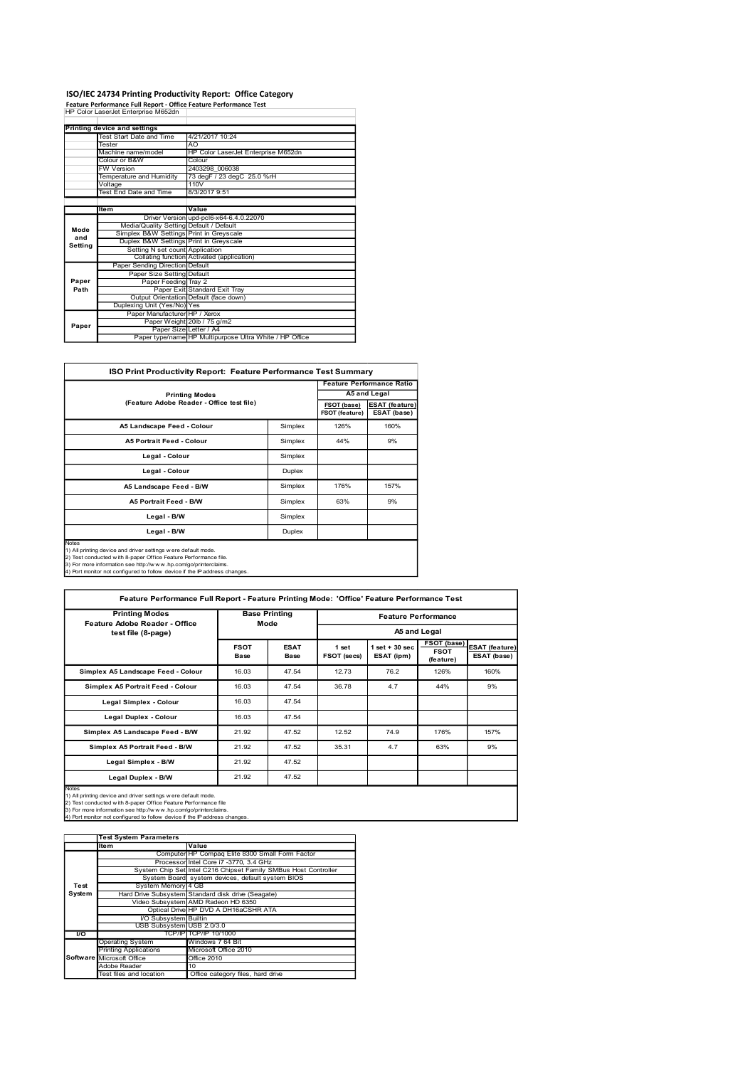# ISO/IEC 24734 Printing Productivity Report: Office Category

**Feature Performance Full Report - Office Feature Performance Test**

HP Color LaserJet Enterprise M652dn

| Printing device and settings | | |
|---|---|---|
| | Test Start Date and Time | 4/21/2017 10:24 |
| | Tester | AO |
| | Machine name/model | HP Color LaserJet Enterprise M652dn |
| | Colour or B&W | Colour |
| | FW Version | 2403298_006038 |
| | Temperature and Humidity | 73 degF / 23 degC 25.0 %rH |
| | Voltage | 110V |
| | Test End Date and Time | 8/3/2017 9:51 |

| | Item | Value |
|---|---|---|
| Mode and Setting | Driver Version | upd-pcl6-x64-6.4.0.22070 |
| | Media/Quality Setting | Default / Default |
| | Simplex B&W Settings | Print in Greyscale |
| | Duplex B&W Settings | Print in Greyscale |
| | Setting N set count | Application |
| | Collating function | Activated (application) |
| Paper Path | Paper Sending Direction | Default |
| | Paper Size Setting | Default |
| | Paper Feeding | Tray 2 |
| | Paper Exit | Standard Exit Tray |
| | Output Orientation | Default (face down) |
| | Duplexing Unit (Yes/No) | Yes |
| Paper | Paper Manufacturer | HP / Xerox |
| | Paper Weight | 20lb / 75 g/m2 |
| | Paper Size | Letter / A4 |
| | Paper type/name | HP Multipurpose Ultra White / HP Office |

## ISO Print Productivity Report: Feature Performance Test Summary

| Printing Modes (Feature Adobe Reader - Office test file) | | Feature Performance Ratio A5 and Legal | |
|---|---|---|---|
| | | FSOT (base) / FSOT (feature) | ESAT (feature) / ESAT (base) |
| A5 Landscape Feed - Colour | Simplex | 126% | 160% |
| A5 Portrait Feed - Colour | Simplex | 44% | 9% |
| Legal - Colour | Simplex | | |
| Legal - Colour | Duplex | | |
| A5 Landscape Feed - B/W | Simplex | 176% | 157% |
| A5 Portrait Feed - B/W | Simplex | 63% | 9% |
| Legal - B/W | Simplex | | |
| Legal - B/W | Duplex | | |

Notes
1) All printing device and driver settings were default mode.
2) Test conducted with 8-paper Office Feature Performance file.
3) For more information see http://www.hp.com/go/printerclaims.
4) Port monitor not configured to follow device if the IP address changes.

## Feature Performance Full Report - Feature Printing Mode: 'Office' Feature Performance Test

| Printing Modes Feature Adobe Reader - Office test file (8-page) | Base Printing Mode | | Feature Performance A5 and Legal | | | |
|---|---|---|---|---|---|---|
| | FSOT Base | ESAT Base | 1 set FSOT (secs) | 1 set + 30 sec ESAT (ipm) | FSOT (base) / FSOT (feature) | ESAT (feature) / ESAT (base) |
| Simplex A5 Landscape Feed - Colour | 16.03 | 47.54 | 12.73 | 76.2 | 126% | 160% |
| Simplex A5 Portrait Feed - Colour | 16.03 | 47.54 | 36.78 | 4.7 | 44% | 9% |
| Legal Simplex - Colour | 16.03 | 47.54 | | | | |
| Legal Duplex - Colour | 16.03 | 47.54 | | | | |
| Simplex A5 Landscape Feed - B/W | 21.92 | 47.52 | 12.52 | 74.9 | 176% | 157% |
| Simplex A5 Portrait Feed - B/W | 21.92 | 47.52 | 35.31 | 4.7 | 63% | 9% |
| Legal Simplex - B/W | 21.92 | 47.52 | | | | |
| Legal Duplex - B/W | 21.92 | 47.52 | | | | |

Notes
1) All printing device and driver settings were default mode.
2) Test conducted with 8-paper Office Feature Performance file
3) For more information see http://www.hp.com/go/printerclaims.
4) Port monitor not configured to follow device if the IP address changes.

| Test System Parameters | | |
|---|---|---|
| | Item | Value |
| Test System | Computer | HP Compaq Elite 8300 Small Form Factor |
| | Processor | Intel Core i7 -3770, 3.4 GHz |
| | System Chip Set | Intel C216 Chipset Family SMBus Host Controller |
| | System Board | system devices, default system BIOS |
| | System Memory | 4 GB |
| | Hard Drive Subsystem | Standard disk drive (Seagate) |
| | Video Subsystem | AMD Radeon HD 6350 |
| | Optical Drive | HP DVD A DH16aCSHR ATA |
| | I/O Subsystem | Builtin |
| | USB Subsystem | USB 2.0/3.0 |
| I/O | TCP/IP | TCP/IP 10/1000 |
| Software | Operating System | Windows 7 64 Bit |
| | Printing Applications | Microsoft Office 2010 |
| | Microsoft Office | Office 2010 |
| | Adobe Reader | 10 |
| | Test files and location | Office category files, hard drive |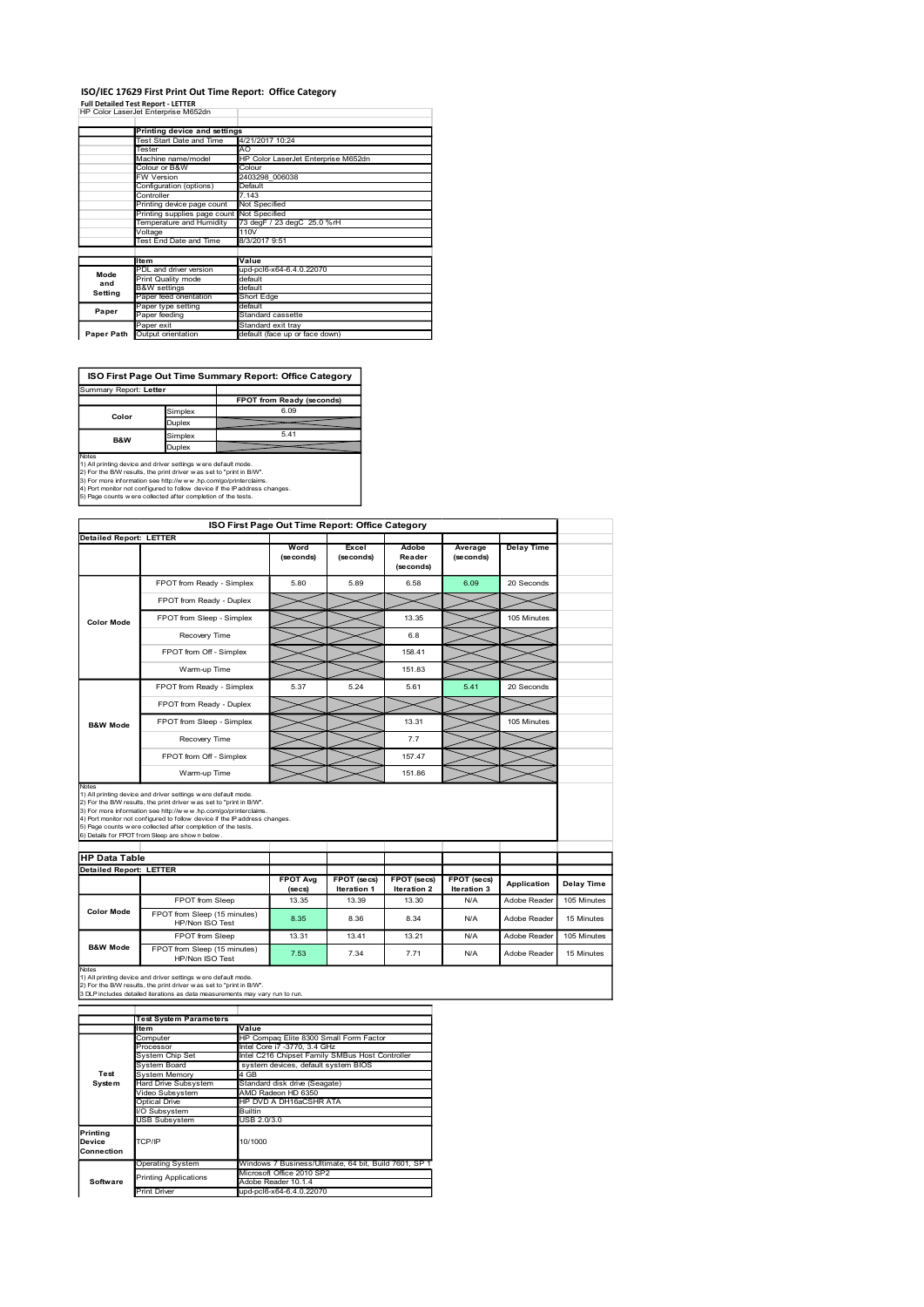# ISO/IEC 17629 First Print Out Time Report: Office Category

**Full Detailed Test Report - LETTER**

HP Color LaserJet Enterprise M652dn

| | Printing device and settings | |
|---|---|---|
| | Test Start Date and Time | 4/21/2017 10:24 |
| | Tester | AO |
| | Machine name/model | HP Color LaserJet Enterprise M652dn |
| | Colour or B&W | Colour |
| | FW Version | 2403298_006038 |
| | Configuration (options) | Default |
| | Controller | 7.143 |
| | Printing device page count | Not Specified |
| | Printing supplies page count | Not Specified |
| | Temperature and Humidity | 73 degF / 23 degC 25.0 %rH |
| | Voltage | 110V |
| | Test End Date and Time | 8/3/2017 9:51 |

| | Item | Value |
|---|---|---|
| Mode and Setting | PDL and driver version | upd-pcl6-x64-6.4.0.22070 |
| | Print Quality mode | default |
| | B&W settings | default |
| | Paper feed orientation | Short Edge |
| Paper | Paper type setting | default |
| | Paper feeding | Standard cassette |
| | Paper exit | Standard exit tray |
| Paper Path | Output orientation | default (face up or face down) |

## ISO First Page Out Time Summary Report: Office Category

Summary Report: **Letter**

| | | FPOT from Ready (seconds) |
|---|---|---|
| Color | Simplex | 6.09 |
| | Duplex | |
| B&W | Simplex | 5.41 |
| | Duplex | |

Notes
1) All printing device and driver settings were default mode.
2) For the B/W results, the print driver was set to "print in B/W".
3) For more information see http://www.hp.com/go/printerclaims.
4) Port monitor not configured to follow device if the IP address changes.
5) Page counts were collected after completion of the tests.

## ISO First Page Out Time Report: Office Category

**Detailed Report: LETTER**

| | | Word (seconds) | Excel (seconds) | Adobe Reader (seconds) | Average (seconds) | Delay Time |
|---|---|---|---|---|---|---|
| Color Mode | FPOT from Ready - Simplex | 5.80 | 5.89 | 6.58 | 6.09 | 20 Seconds |
| | FPOT from Ready - Duplex | | | | | |
| | FPOT from Sleep - Simplex | | | 13.35 | | 105 Minutes |
| | Recovery Time | | | 6.8 | | |
| | FPOT from Off - Simplex | | | 158.41 | | |
| | Warm-up Time | | | 151.83 | | |
| B&W Mode | FPOT from Ready - Simplex | 5.37 | 5.24 | 5.61 | 5.41 | 20 Seconds |
| | FPOT from Ready - Duplex | | | | | |
| | FPOT from Sleep - Simplex | | | 13.31 | | 105 Minutes |
| | Recovery Time | | | 7.7 | | |
| | FPOT from Off - Simplex | | | 157.47 | | |
| | Warm-up Time | | | 151.86 | | |

Notes
1) All printing device and driver settings were default mode.
2) For the B/W results, the print driver was set to "print in B/W".
3) For more information see http://www.hp.com/go/printerclaims.
4) Port monitor not configured to follow device if the IP address changes.
5) Page counts were collected after completion of the tests.
6) Details for FPOT from Sleep are shown below.

## HP Data Table

**Detailed Report: LETTER**

| | | FPOT Avg (secs) | FPOT (secs) Iteration 1 | FPOT (secs) Iteration 2 | FPOT (secs) Iteration 3 | Application | Delay Time |
|---|---|---|---|---|---|---|---|
| Color Mode | FPOT from Sleep | 13.35 | 13.39 | 13.30 | N/A | Adobe Reader | 105 Minutes |
| | FPOT from Sleep (15 minutes) HP/Non ISO Test | 8.35 | 8.36 | 8.34 | N/A | Adobe Reader | 15 Minutes |
| B&W Mode | FPOT from Sleep | 13.31 | 13.41 | 13.21 | N/A | Adobe Reader | 105 Minutes |
| | FPOT from Sleep (15 minutes) HP/Non ISO Test | 7.53 | 7.34 | 7.71 | N/A | Adobe Reader | 15 Minutes |

Notes
1) All printing device and driver settings were default mode.
2) For the B/W results, the print driver was set to "print in B/W".
3 DLP includes detailed iterations as data measurements may vary run to run.

| | Test System Parameters | |
|---|---|---|
| | Item | Value |
| Test System | Computer | HP Compaq Elite 8300 Small Form Factor |
| | Processor | Intel Core i7 -3770, 3.4 GHz |
| | System Chip Set | Intel C216 Chipset Family SMBus Host Controller |
| | System Board | system devices, default system BIOS |
| | System Memory | 4 GB |
| | Hard Drive Subsystem | Standard disk drive (Seagate) |
| | Video Subsystem | AMD Radeon HD 6350 |
| | Optical Drive | HP DVD A DH16aCSHR ATA |
| | I/O Subsystem | Builtin |
| | USB Subsystem | USB 2.0/3.0 |
| Printing Device Connection | TCP/IP | 10/1000 |
| Software | Operating System | Windows 7 Business/Ultimate, 64 bit, Build 7601, SP 1 |
| | Printing Applications | Microsoft Office 2010 SP2 |
| | | Adobe Reader 10.1.4 |
| | Print Driver | upd-pcl6-x64-6.4.0.22070 |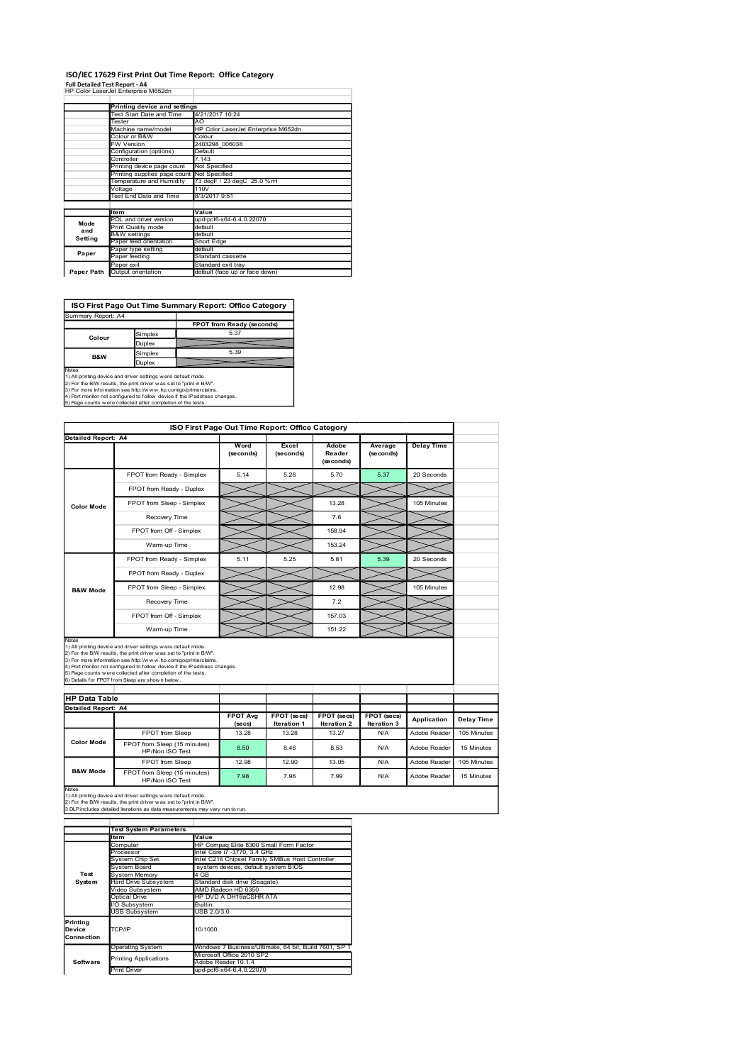# ISO/IEC 17629 First Print Out Time Report: Office Category

**Full Detailed Test Report - A4**

HP Color LaserJet Enterprise M652dn

| | | |
|---|---|---|
| | **Printing device and settings** | |
| | Test Start Date and Time | 4/21/2017 10:24 |
| | Tester | AO |
| | Machine name/model | HP Color LaserJet Enterprise M652dn |
| | Colour or B&W | Colour |
| | FW Version | 2403298_006038 |
| | Configuration (options) | Default |
| | Controller | 7.143 |
| | Printing device page count | Not Specified |
| | Printing supplies page count | Not Specified |
| | Temperature and Humidity | 73 degF / 23 degC 25.0 %rH |
| | Voltage | 110V |
| | Test End Date and Time | 8/3/2017 9:51 |
| | **Item** | **Value** |
| Mode and Setting | PDL and driver version | upd-pcl6-x64-6.4.0.22070 |
| | Print Quality mode | default |
| | B&W settings | default |
| | Paper feed orientation | Short Edge |
| Paper | Paper type setting | default |
| | Paper feeding | Standard cassette |
| | Paper exit | Standard exit tray |
| Paper Path | Output orientation | default (face up or face down) |

## ISO First Page Out Time Summary Report: Office Category

Summary Report: A4

| | | FPOT from Ready (seconds) |
|---|---|---|
| Colour | Simplex | 5.37 |
| | Duplex | |
| B&W | Simplex | 5.39 |
| | Duplex | |

Notes
1) All printing device and driver settings were default mode.
2) For the B/W results, the print driver was set to "print in B/W".
3) For more information see http://www.hp.com/go/printerclaims.
4) Port monitor not configured to follow device if the IP address changes.
5) Page counts were collected after completion of the tests.

## ISO First Page Out Time Report: Office Category

Detailed Report: A4

| | | Word (seconds) | Excel (seconds) | Adobe Reader (seconds) | Average (seconds) | Delay Time |
|---|---|---|---|---|---|---|
| Color Mode | FPOT from Ready - Simplex | 5.14 | 5.26 | 5.70 | 5.37 | 20 Seconds |
| | FPOT from Ready - Duplex | | | | | |
| | FPOT from Sleep - Simplex | | | 13.28 | | 105 Minutes |
| | Recovery Time | | | 7.6 | | |
| | FPOT from Off - Simplex | | | 158.94 | | |
| | Warm-up Time | | | 153.24 | | |
| B&W Mode | FPOT from Ready - Simplex | 5.11 | 5.25 | 5.81 | 5.39 | 20 Seconds |
| | FPOT from Ready - Duplex | | | | | |
| | FPOT from Sleep - Simplex | | | 12.98 | | 105 Minutes |
| | Recovery Time | | | 7.2 | | |
| | FPOT from Off - Simplex | | | 157.03 | | |
| | Warm-up Time | | | 151.22 | | |

Notes
1) All printing device and driver settings were default mode.
2) For the B/W results, the print driver was set to "print in B/W".
3) For more information see http://www.hp.com/go/printerclaims.
4) Port monitor not configured to follow device if the IP address changes.
5) Page counts were collected after completion of the tests.
6) Details for FPOT from Sleep are shown below.

## HP Data Table

Detailed Report: A4

| | | FPOT Avg (secs) | FPOT (secs) Iteration 1 | FPOT (secs) Iteration 2 | FPOT (secs) Iteration 3 | Application | Delay Time |
|---|---|---|---|---|---|---|---|
| Color Mode | FPOT from Sleep | 13.28 | 13.28 | 13.27 | N/A | Adobe Reader | 105 Minutes |
| | FPOT from Sleep (15 minutes) HP/Non ISO Test | 8.50 | 8.46 | 8.53 | N/A | Adobe Reader | 15 Minutes |
| B&W Mode | FPOT from Sleep | 12.98 | 12.90 | 13.05 | N/A | Adobe Reader | 105 Minutes |
| | FPOT from Sleep (15 minutes) HP/Non ISO Test | 7.98 | 7.96 | 7.99 | N/A | Adobe Reader | 15 Minutes |

Notes
1) All printing device and driver settings were default mode.
2) For the B/W results, the print driver was set to "print in B/W".
3 DLP includes detailed iterations as data measurements may vary run to run.

| | | |
|---|---|---|
| | **Test System Parameters** | |
| | **Item** | **Value** |
| Test System | Computer | HP Compaq Elite 8300 Small Form Factor |
| | Processor | Intel Core i7 -3770, 3.4 GHz |
| | System Chip Set | Intel C216 Chipset Family SMBus Host Controller |
| | System Board | system devices, default system BIOS |
| | System Memory | 4 GB |
| | Hard Drive Subsystem | Standard disk drive (Seagate) |
| | Video Subsystem | AMD Radeon HD 6350 |
| | Optical Drive | HP DVD A DH16aCSHR ATA |
| | I/O Subsystem | Builtin |
| | USB Subsystem | USB 2.0/3.0 |
| Printing Device Connection | TCP/IP | 10/1000 |
| Software | Operating System | Windows 7 Business/Ultimate, 64 bit, Build 7601, SP 1 |
| | Printing Applications | Microsoft Office 2010 SP2<br>Adobe Reader 10.1.4 |
| | Print Driver | upd-pcl6-x64-6.4.0.22070 |